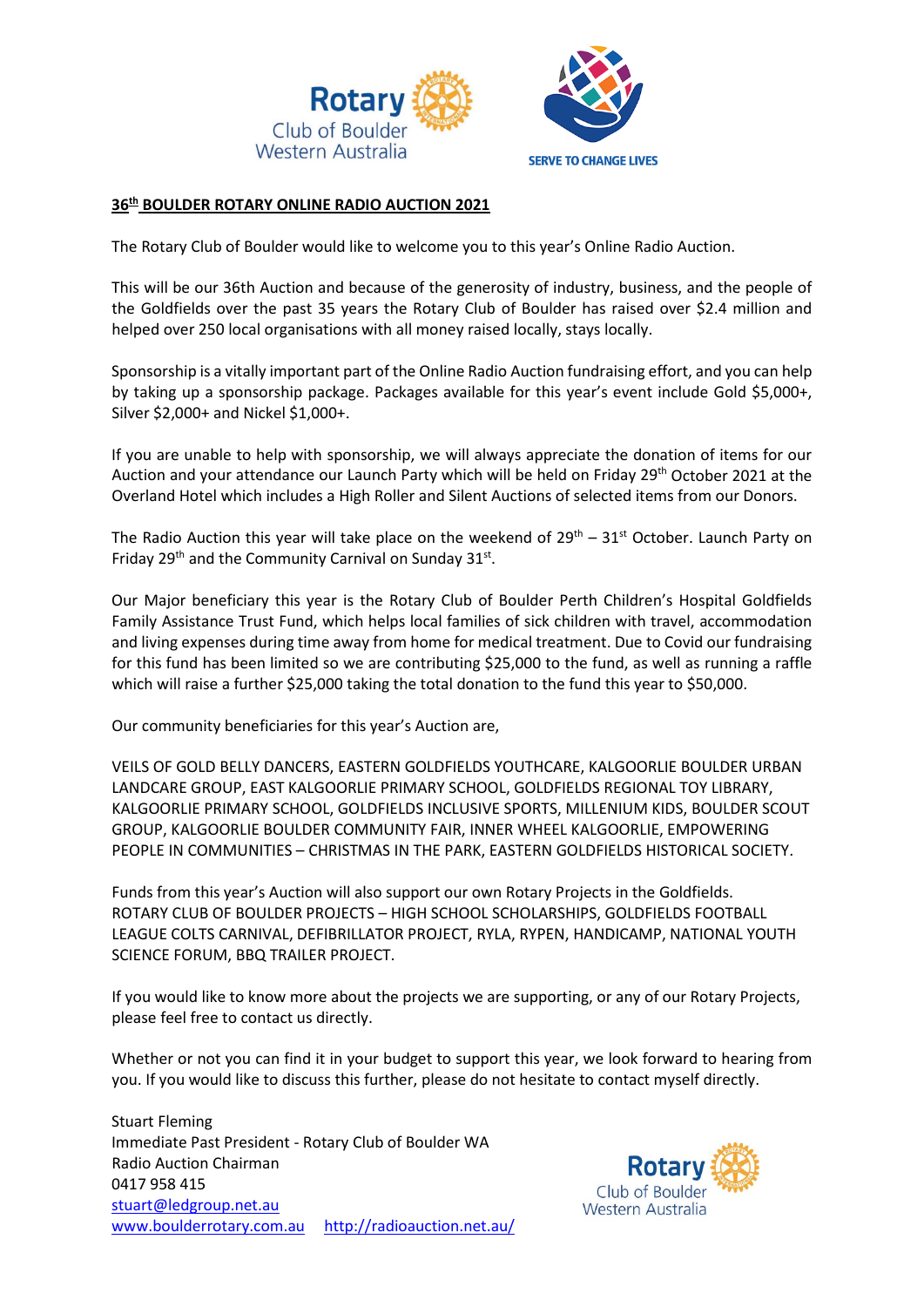## 36th BOULDER ROTARY ONLINE RADIO AUCTION 2021

The Rotary Club of Boulder would like to welcome you to this year's Online Radio Auction.

This will be our 36th Auction and because of the generosity of industry, business, and the people of the Goldfields over the past 35 years the Rotary Club of Boulder has raised over $2.4 million and helped over 250 local organisations with all money raised locally, stays locally.

Sponsorship is a vitally important part of the Online Radio Auction fundraising effort, and you can help by taking up a sponsorship package. Packages available for this year's event include Gold $5,000+, Silver $2,000+ and Nickel $1,000+.

If you are unable to help with sponsorship, we will always appreciate the donation of items for our Auction and your attendance our Launch Party which will be held on Friday 29th October 2021 at the Overland Hotel which includes a High Roller and Silent Auctions of selected items from our Donors.

The Radio Auction this year will take place on the weekend of 29th – 31st October. Launch Party on Friday 29th and the Community Carnival on Sunday 31st.

Our Major beneficiary this year is the Rotary Club of Boulder Perth Children's Hospital Goldfields Family Assistance Trust Fund, which helps local families of sick children with travel, accommodation and living expenses during time away from home for medical treatment. Due to Covid our fundraising for this fund has been limited so we are contributing $25,000 to the fund, as well as running a raffle which will raise a further $25,000 taking the total donation to the fund this year to $50,000.

Our community beneficiaries for this year's Auction are,

VEILS OF GOLD BELLY DANCERS, EASTERN GOLDFIELDS YOUTHCARE, KALGOORLIE BOULDER URBAN LANDCARE GROUP, EAST KALGOORLIE PRIMARY SCHOOL, GOLDFIELDS REGIONAL TOY LIBRARY, KALGOORLIE PRIMARY SCHOOL, GOLDFIELDS INCLUSIVE SPORTS, MILLENIUM KIDS, BOULDER SCOUT GROUP, KALGOORLIE BOULDER COMMUNITY FAIR, INNER WHEEL KALGOORLIE, EMPOWERING PEOPLE IN COMMUNITIES – CHRISTMAS IN THE PARK, EASTERN GOLDFIELDS HISTORICAL SOCIETY.

Funds from this year's Auction will also support our own Rotary Projects in the Goldfields. ROTARY CLUB OF BOULDER PROJECTS – HIGH SCHOOL SCHOLARSHIPS, GOLDFIELDS FOOTBALL LEAGUE COLTS CARNIVAL, DEFIBRILLATOR PROJECT, RYLA, RYPEN, HANDICAMP, NATIONAL YOUTH SCIENCE FORUM, BBQ TRAILER PROJECT.

If you would like to know more about the projects we are supporting, or any of our Rotary Projects, please feel free to contact us directly.

Whether or not you can find it in your budget to support this year, we look forward to hearing from you. If you would like to discuss this further, please do not hesitate to contact myself directly.

Stuart Fleming
Immediate Past President - Rotary Club of Boulder WA
Radio Auction Chairman
0417 958 415
stuart@ledgroup.net.au
www.boulderrotary.com.au    http://radioauction.net.au/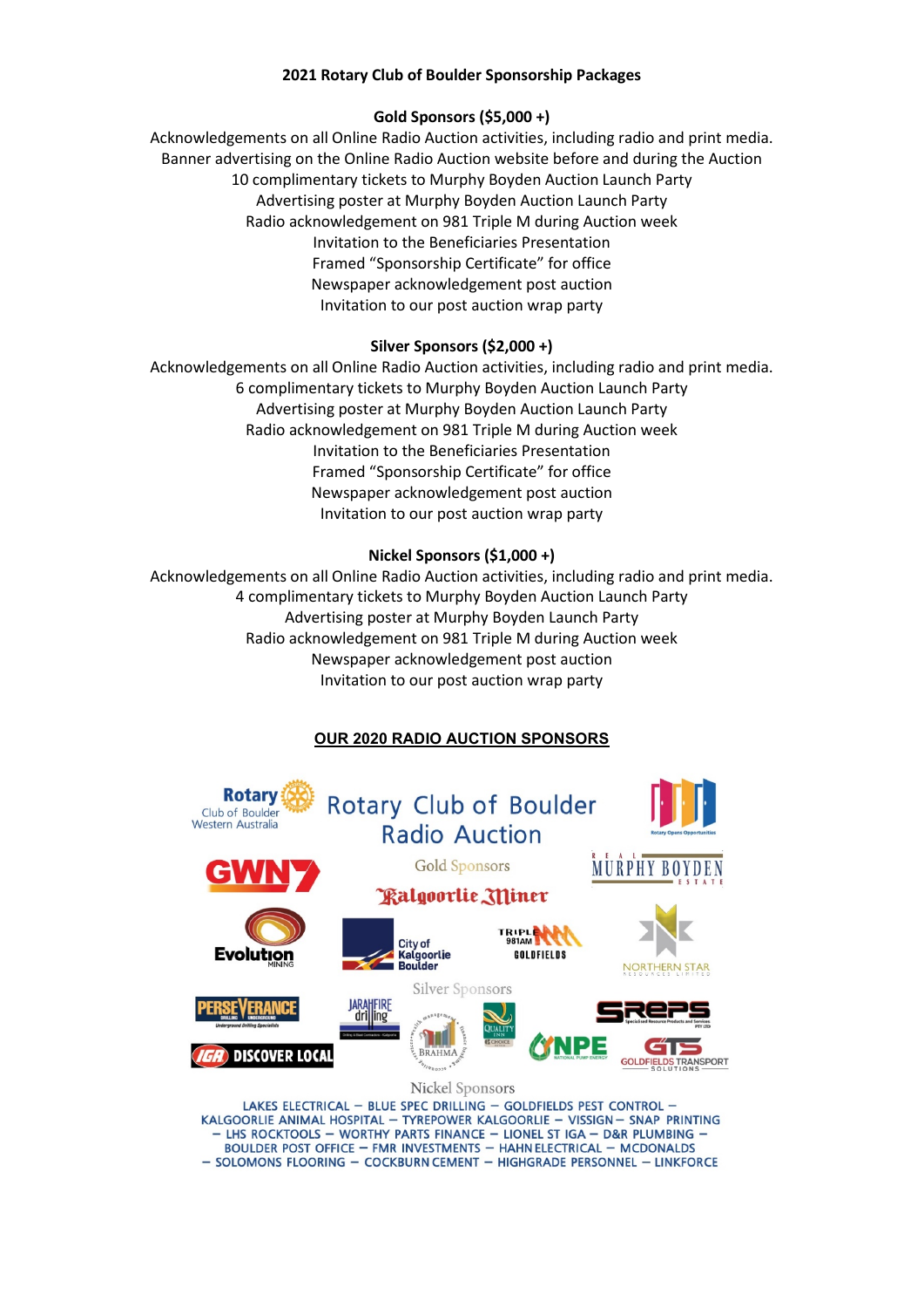**2021 Rotary Club of Boulder Sponsorship Packages**

**Gold Sponsors ($5,000 +)**

Acknowledgements on all Online Radio Auction activities, including radio and print media.
Banner advertising on the Online Radio Auction website before and during the Auction
10 complimentary tickets to Murphy Boyden Auction Launch Party
Advertising poster at Murphy Boyden Auction Launch Party
Radio acknowledgement on 981 Triple M during Auction week
Invitation to the Beneficiaries Presentation
Framed "Sponsorship Certificate" for office
Newspaper acknowledgement post auction
Invitation to our post auction wrap party

**Silver Sponsors ($2,000 +)**

Acknowledgements on all Online Radio Auction activities, including radio and print media.
6 complimentary tickets to Murphy Boyden Auction Launch Party
Advertising poster at Murphy Boyden Auction Launch Party
Radio acknowledgement on 981 Triple M during Auction week
Invitation to the Beneficiaries Presentation
Framed "Sponsorship Certificate" for office
Newspaper acknowledgement post auction
Invitation to our post auction wrap party

**Nickel Sponsors ($1,000 +)**

Acknowledgements on all Online Radio Auction activities, including radio and print media.
4 complimentary tickets to Murphy Boyden Auction Launch Party
Advertising poster at Murphy Boyden Launch Party
Radio acknowledgement on 981 Triple M during Auction week
Newspaper acknowledgement post auction
Invitation to our post auction wrap party

**OUR 2020 RADIO AUCTION SPONSORS**

Rotary Club of Boulder Western Australia

Rotary Club of Boulder Radio Auction

Rotary Opens Opportunities

Gold Sponsors

GWN7 — Kalgoorlie Miner — Real Murphy Boyden Estate

Evolution Mining — City of Kalgoorlie Boulder — Triple M 981AM Goldfields — Northern Star Resources Limited

Silver Sponsors

Perseverance Drilling Underground — Jarahfire Drilling — Brahma — Quality Inn — SREPS — IGA Discover Local — NPE National Pump Energy — GTS Goldfields Transport Solutions

Nickel Sponsors

LAKES ELECTRICAL – BLUE SPEC DRILLING – GOLDFIELDS PEST CONTROL – KALGOORLIE ANIMAL HOSPITAL – TYREPOWER KALGOORLIE – VISSIGN – SNAP PRINTING – LHS ROCKTOOLS – WORTHY PARTS FINANCE – LIONEL ST IGA – D&R PLUMBING – BOULDER POST OFFICE – FMR INVESTMENTS – HAHN ELECTRICAL – MCDONALDS – SOLOMONS FLOORING – COCKBURN CEMENT – HIGHGRADE PERSONNEL – LINKFORCE